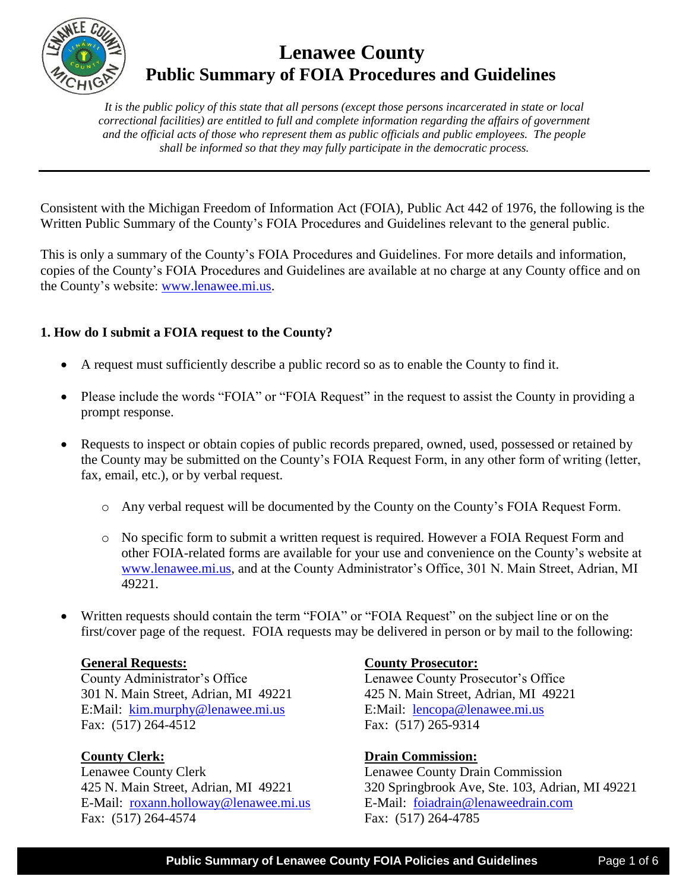# Lenawee County
# Public Summary of FOIA Procedures and Guidelines

*It is the public policy of this state that all persons (except those persons incarcerated in state or local correctional facilities) are entitled to full and complete information regarding the affairs of government and the official acts of those who represent them as public officials and public employees. The people shall be informed so that they may fully participate in the democratic process.*

---

Consistent with the Michigan Freedom of Information Act (FOIA), Public Act 442 of 1976, the following is the Written Public Summary of the County's FOIA Procedures and Guidelines relevant to the general public.

This is only a summary of the County's FOIA Procedures and Guidelines. For more details and information, copies of the County's FOIA Procedures and Guidelines are available at no charge at any County office and on the County's website: www.lenawee.mi.us.

**1. How do I submit a FOIA request to the County?**

- A request must sufficiently describe a public record so as to enable the County to find it.
- Please include the words "FOIA" or "FOIA Request" in the request to assist the County in providing a prompt response.
- Requests to inspect or obtain copies of public records prepared, owned, used, possessed or retained by the County may be submitted on the County's FOIA Request Form, in any other form of writing (letter, fax, email, etc.), or by verbal request.
    - Any verbal request will be documented by the County on the County's FOIA Request Form.
    - No specific form to submit a written request is required. However a FOIA Request Form and other FOIA-related forms are available for your use and convenience on the County's website at www.lenawee.mi.us, and at the County Administrator's Office, 301 N. Main Street, Adrian, MI 49221.
- Written requests should contain the term "FOIA" or "FOIA Request" on the subject line or on the first/cover page of the request. FOIA requests may be delivered in person or by mail to the following:

**General Requests:**
County Administrator's Office
301 N. Main Street, Adrian, MI 49221
E:Mail: kim.murphy@lenawee.mi.us
Fax: (517) 264-4512

**County Clerk:**
Lenawee County Clerk
425 N. Main Street, Adrian, MI 49221
E-Mail: roxann.holloway@lenawee.mi.us
Fax: (517) 264-4574

**County Prosecutor:**
Lenawee County Prosecutor's Office
425 N. Main Street, Adrian, MI 49221
E:Mail: lencopa@lenawee.mi.us
Fax: (517) 265-9314

**Drain Commission:**
Lenawee County Drain Commission
320 Springbrook Ave, Ste. 103, Adrian, MI 49221
E-Mail: foiadrain@lenaweedrain.com
Fax: (517) 264-4785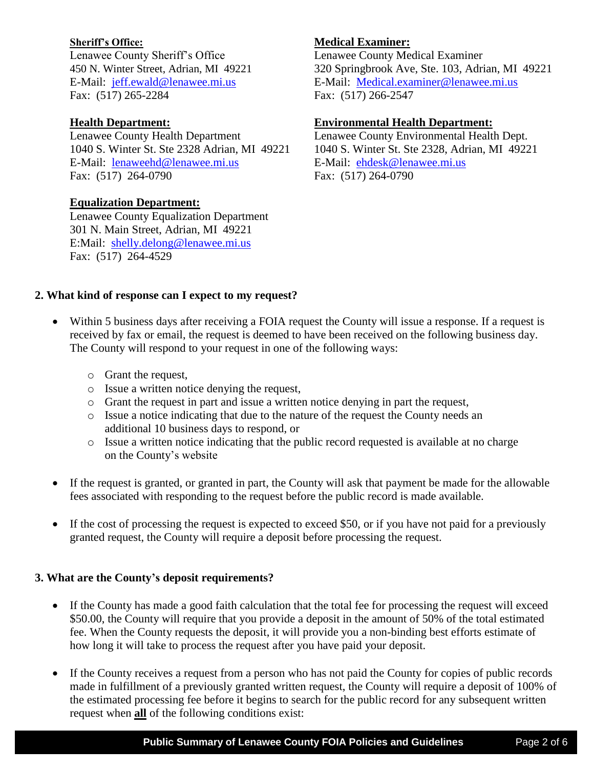**Sheriff's Office:**
Lenawee County Sheriff's Office
450 N. Winter Street, Adrian, MI 49221
E-Mail: jeff.ewald@lenawee.mi.us
Fax: (517) 265-2284

**Medical Examiner:**
Lenawee County Medical Examiner
320 Springbrook Ave, Ste. 103, Adrian, MI 49221
E-Mail: Medical.examiner@lenawee.mi.us
Fax: (517) 266-2547

**Health Department:**
Lenawee County Health Department
1040 S. Winter St. Ste 2328 Adrian, MI 49221
E-Mail: lenaweehd@lenawee.mi.us
Fax: (517) 264-0790

**Environmental Health Department:**
Lenawee County Environmental Health Dept.
1040 S. Winter St. Ste 2328, Adrian, MI 49221
E-Mail: ehdesk@lenawee.mi.us
Fax: (517) 264-0790

**Equalization Department:**
Lenawee County Equalization Department
301 N. Main Street, Adrian, MI 49221
E:Mail: shelly.delong@lenawee.mi.us
Fax: (517) 264-4529

## 2. What kind of response can I expect to my request?

- Within 5 business days after receiving a FOIA request the County will issue a response. If a request is received by fax or email, the request is deemed to have been received on the following business day. The County will respond to your request in one of the following ways:
  - Grant the request,
  - Issue a written notice denying the request,
  - Grant the request in part and issue a written notice denying in part the request,
  - Issue a notice indicating that due to the nature of the request the County needs an additional 10 business days to respond, or
  - Issue a written notice indicating that the public record requested is available at no charge on the County's website
- If the request is granted, or granted in part, the County will ask that payment be made for the allowable fees associated with responding to the request before the public record is made available.
- If the cost of processing the request is expected to exceed $50, or if you have not paid for a previously granted request, the County will require a deposit before processing the request.

## 3. What are the County's deposit requirements?

- If the County has made a good faith calculation that the total fee for processing the request will exceed $50.00, the County will require that you provide a deposit in the amount of 50% of the total estimated fee. When the County requests the deposit, it will provide you a non-binding best efforts estimate of how long it will take to process the request after you have paid your deposit.
- If the County receives a request from a person who has not paid the County for copies of public records made in fulfillment of a previously granted written request, the County will require a deposit of 100% of the estimated processing fee before it begins to search for the public record for any subsequent written request when **all** of the following conditions exist: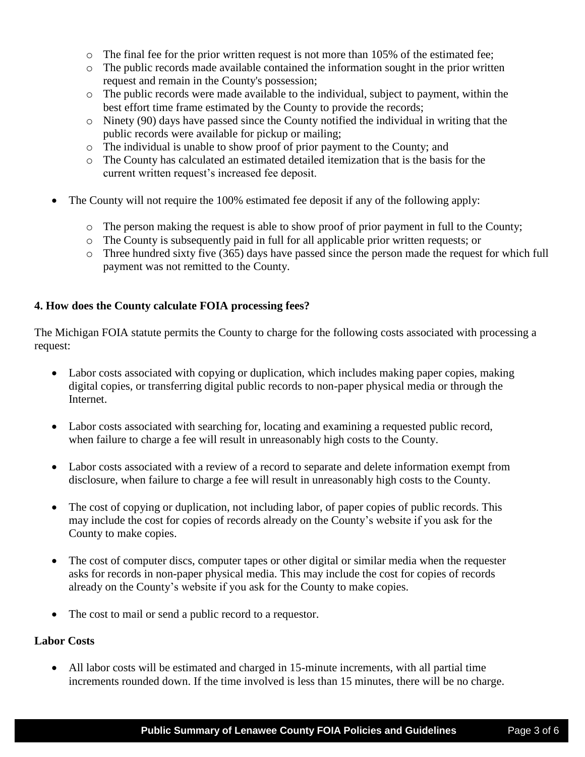- The final fee for the prior written request is not more than 105% of the estimated fee;
  - The public records made available contained the information sought in the prior written request and remain in the County's possession;
  - The public records were made available to the individual, subject to payment, within the best effort time frame estimated by the County to provide the records;
  - Ninety (90) days have passed since the County notified the individual in writing that the public records were available for pickup or mailing;
  - The individual is unable to show proof of prior payment to the County; and
  - The County has calculated an estimated detailed itemization that is the basis for the current written request's increased fee deposit.

- The County will not require the 100% estimated fee deposit if any of the following apply:

  - The person making the request is able to show proof of prior payment in full to the County;
  - The County is subsequently paid in full for all applicable prior written requests; or
  - Three hundred sixty five (365) days have passed since the person made the request for which full payment was not remitted to the County.

**4. How does the County calculate FOIA processing fees?**

The Michigan FOIA statute permits the County to charge for the following costs associated with processing a request:

- Labor costs associated with copying or duplication, which includes making paper copies, making digital copies, or transferring digital public records to non-paper physical media or through the Internet.

- Labor costs associated with searching for, locating and examining a requested public record, when failure to charge a fee will result in unreasonably high costs to the County.

- Labor costs associated with a review of a record to separate and delete information exempt from disclosure, when failure to charge a fee will result in unreasonably high costs to the County.

- The cost of copying or duplication, not including labor, of paper copies of public records. This may include the cost for copies of records already on the County's website if you ask for the County to make copies.

- The cost of computer discs, computer tapes or other digital or similar media when the requester asks for records in non-paper physical media. This may include the cost for copies of records already on the County's website if you ask for the County to make copies.

- The cost to mail or send a public record to a requestor.

**Labor Costs**

- All labor costs will be estimated and charged in 15-minute increments, with all partial time increments rounded down. If the time involved is less than 15 minutes, there will be no charge.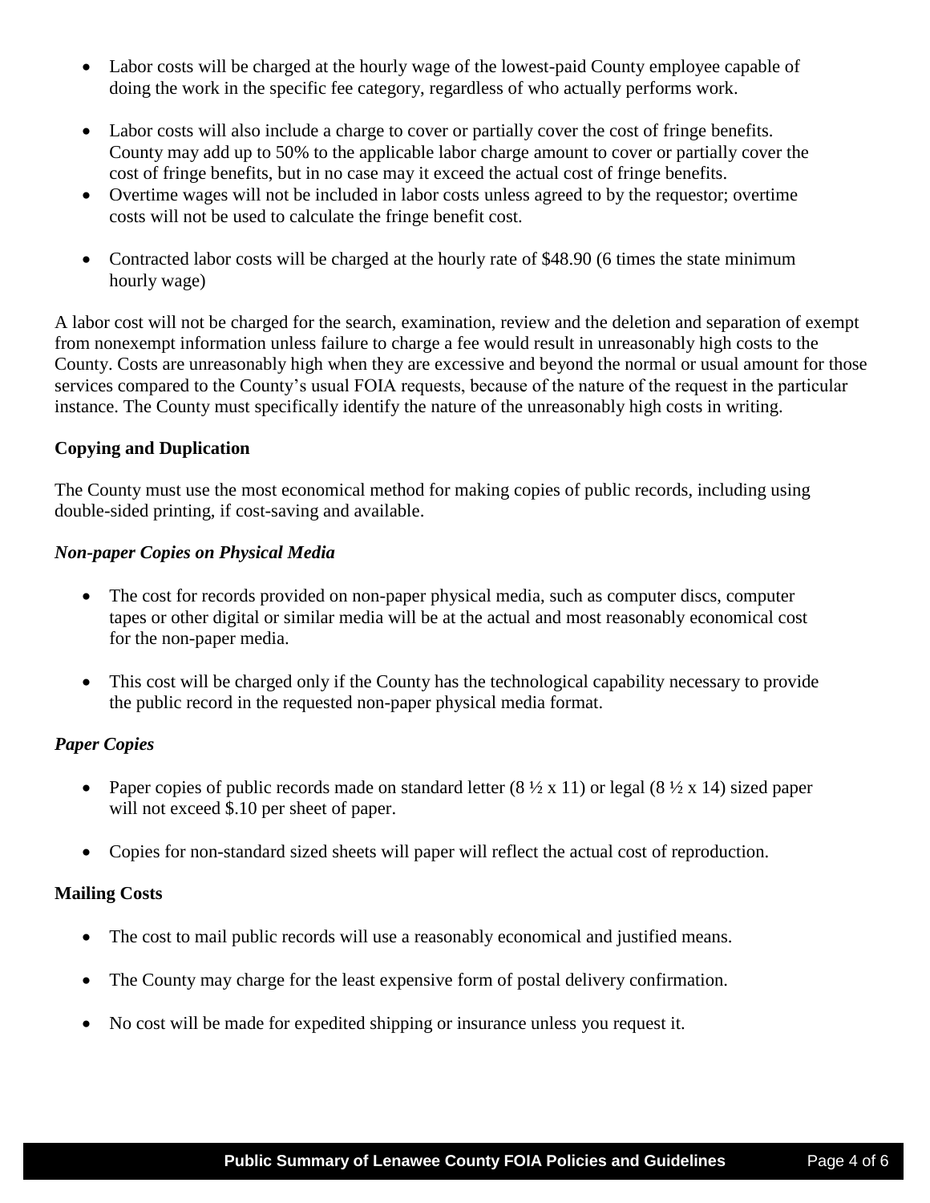- Labor costs will be charged at the hourly wage of the lowest-paid County employee capable of doing the work in the specific fee category, regardless of who actually performs work.
- Labor costs will also include a charge to cover or partially cover the cost of fringe benefits. County may add up to 50% to the applicable labor charge amount to cover or partially cover the cost of fringe benefits, but in no case may it exceed the actual cost of fringe benefits.
- Overtime wages will not be included in labor costs unless agreed to by the requestor; overtime costs will not be used to calculate the fringe benefit cost.
- Contracted labor costs will be charged at the hourly rate of $48.90 (6 times the state minimum hourly wage)

A labor cost will not be charged for the search, examination, review and the deletion and separation of exempt from nonexempt information unless failure to charge a fee would result in unreasonably high costs to the County. Costs are unreasonably high when they are excessive and beyond the normal or usual amount for those services compared to the County's usual FOIA requests, because of the nature of the request in the particular instance. The County must specifically identify the nature of the unreasonably high costs in writing.

**Copying and Duplication**

The County must use the most economical method for making copies of public records, including using double-sided printing, if cost-saving and available.

***Non-paper Copies on Physical Media***

- The cost for records provided on non-paper physical media, such as computer discs, computer tapes or other digital or similar media will be at the actual and most reasonably economical cost for the non-paper media.
- This cost will be charged only if the County has the technological capability necessary to provide the public record in the requested non-paper physical media format.

***Paper Copies***

- Paper copies of public records made on standard letter (8 ½ x 11) or legal (8 ½ x 14) sized paper will not exceed $.10 per sheet of paper.
- Copies for non-standard sized sheets will paper will reflect the actual cost of reproduction.

**Mailing Costs**

- The cost to mail public records will use a reasonably economical and justified means.
- The County may charge for the least expensive form of postal delivery confirmation.
- No cost will be made for expedited shipping or insurance unless you request it.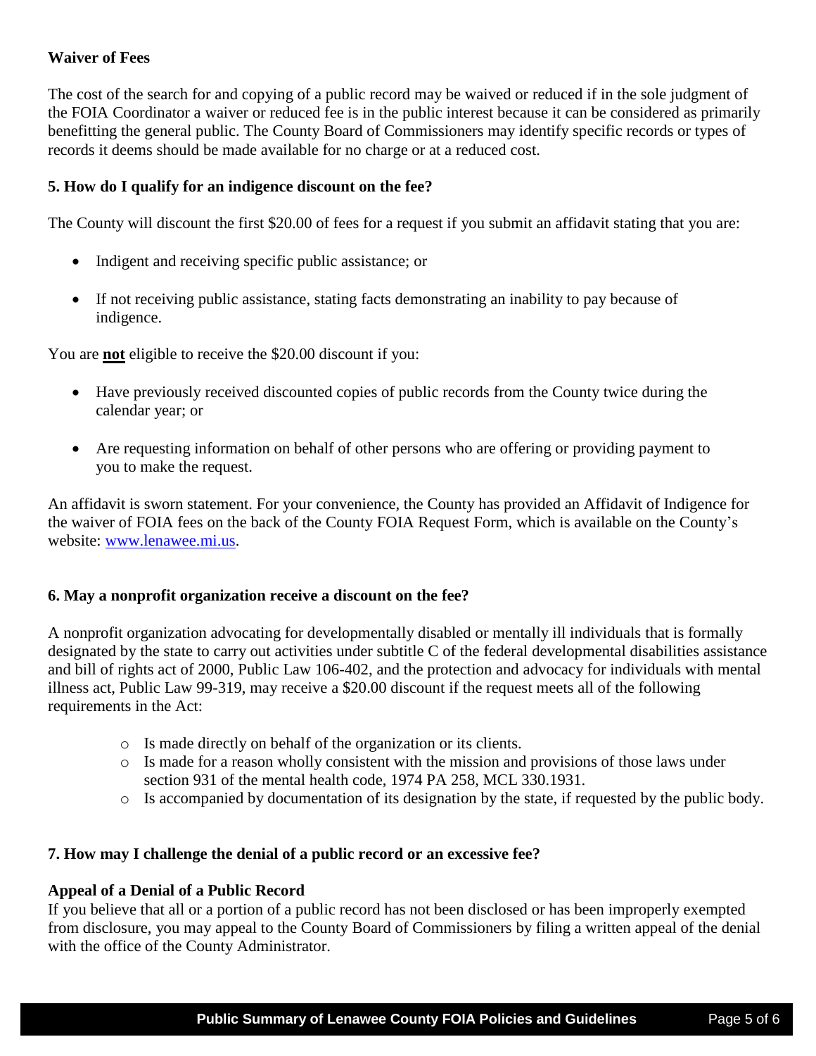### Waiver of Fees

The cost of the search for and copying of a public record may be waived or reduced if in the sole judgment of the FOIA Coordinator a waiver or reduced fee is in the public interest because it can be considered as primarily benefitting the general public. The County Board of Commissioners may identify specific records or types of records it deems should be made available for no charge or at a reduced cost.

### 5. How do I qualify for an indigence discount on the fee?

The County will discount the first $20.00 of fees for a request if you submit an affidavit stating that you are:

- Indigent and receiving specific public assistance; or
- If not receiving public assistance, stating facts demonstrating an inability to pay because of indigence.

You are **not** eligible to receive the $20.00 discount if you:

- Have previously received discounted copies of public records from the County twice during the calendar year; or
- Are requesting information on behalf of other persons who are offering or providing payment to you to make the request.

An affidavit is sworn statement. For your convenience, the County has provided an Affidavit of Indigence for the waiver of FOIA fees on the back of the County FOIA Request Form, which is available on the County's website: [www.lenawee.mi.us](http://www.lenawee.mi.us).

### 6. May a nonprofit organization receive a discount on the fee?

A nonprofit organization advocating for developmentally disabled or mentally ill individuals that is formally designated by the state to carry out activities under subtitle C of the federal developmental disabilities assistance and bill of rights act of 2000, Public Law 106-402, and the protection and advocacy for individuals with mental illness act, Public Law 99-319, may receive a $20.00 discount if the request meets all of the following requirements in the Act:

- Is made directly on behalf of the organization or its clients.
- Is made for a reason wholly consistent with the mission and provisions of those laws under section 931 of the mental health code, 1974 PA 258, MCL 330.1931.
- Is accompanied by documentation of its designation by the state, if requested by the public body.

### 7. How may I challenge the denial of a public record or an excessive fee?

**Appeal of a Denial of a Public Record**

If you believe that all or a portion of a public record has not been disclosed or has been improperly exempted from disclosure, you may appeal to the County Board of Commissioners by filing a written appeal of the denial with the office of the County Administrator.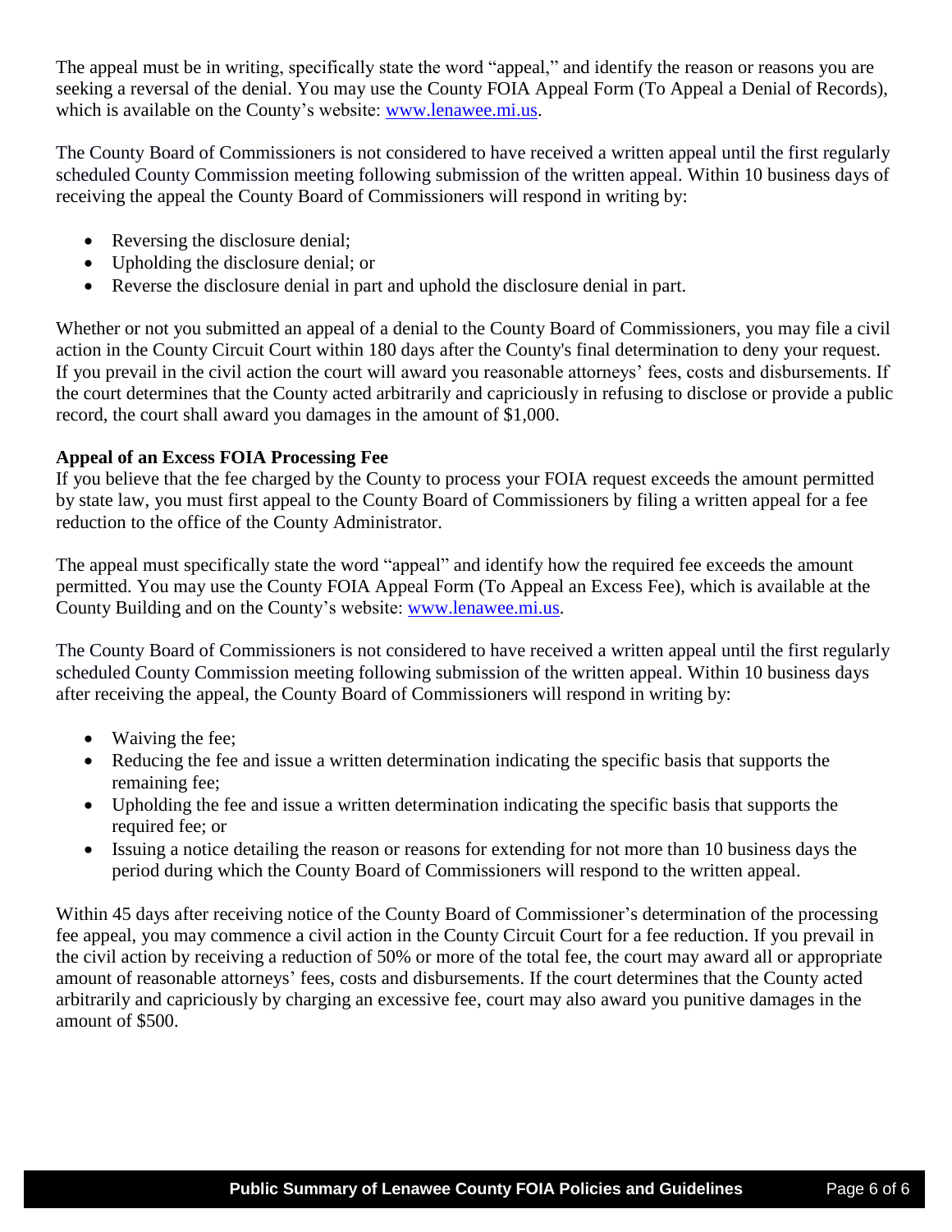The appeal must be in writing, specifically state the word "appeal," and identify the reason or reasons you are seeking a reversal of the denial. You may use the County FOIA Appeal Form (To Appeal a Denial of Records), which is available on the County's website: www.lenawee.mi.us.

The County Board of Commissioners is not considered to have received a written appeal until the first regularly scheduled County Commission meeting following submission of the written appeal. Within 10 business days of receiving the appeal the County Board of Commissioners will respond in writing by:

- Reversing the disclosure denial;
- Upholding the disclosure denial; or
- Reverse the disclosure denial in part and uphold the disclosure denial in part.

Whether or not you submitted an appeal of a denial to the County Board of Commissioners, you may file a civil action in the County Circuit Court within 180 days after the County's final determination to deny your request. If you prevail in the civil action the court will award you reasonable attorneys' fees, costs and disbursements. If the court determines that the County acted arbitrarily and capriciously in refusing to disclose or provide a public record, the court shall award you damages in the amount of $1,000.

**Appeal of an Excess FOIA Processing Fee**

If you believe that the fee charged by the County to process your FOIA request exceeds the amount permitted by state law, you must first appeal to the County Board of Commissioners by filing a written appeal for a fee reduction to the office of the County Administrator.

The appeal must specifically state the word "appeal" and identify how the required fee exceeds the amount permitted. You may use the County FOIA Appeal Form (To Appeal an Excess Fee), which is available at the County Building and on the County's website: www.lenawee.mi.us.

The County Board of Commissioners is not considered to have received a written appeal until the first regularly scheduled County Commission meeting following submission of the written appeal. Within 10 business days after receiving the appeal, the County Board of Commissioners will respond in writing by:

- Waiving the fee;
- Reducing the fee and issue a written determination indicating the specific basis that supports the remaining fee;
- Upholding the fee and issue a written determination indicating the specific basis that supports the required fee; or
- Issuing a notice detailing the reason or reasons for extending for not more than 10 business days the period during which the County Board of Commissioners will respond to the written appeal.

Within 45 days after receiving notice of the County Board of Commissioner's determination of the processing fee appeal, you may commence a civil action in the County Circuit Court for a fee reduction. If you prevail in the civil action by receiving a reduction of 50% or more of the total fee, the court may award all or appropriate amount of reasonable attorneys' fees, costs and disbursements. If the court determines that the County acted arbitrarily and capriciously by charging an excessive fee, court may also award you punitive damages in the amount of $500.